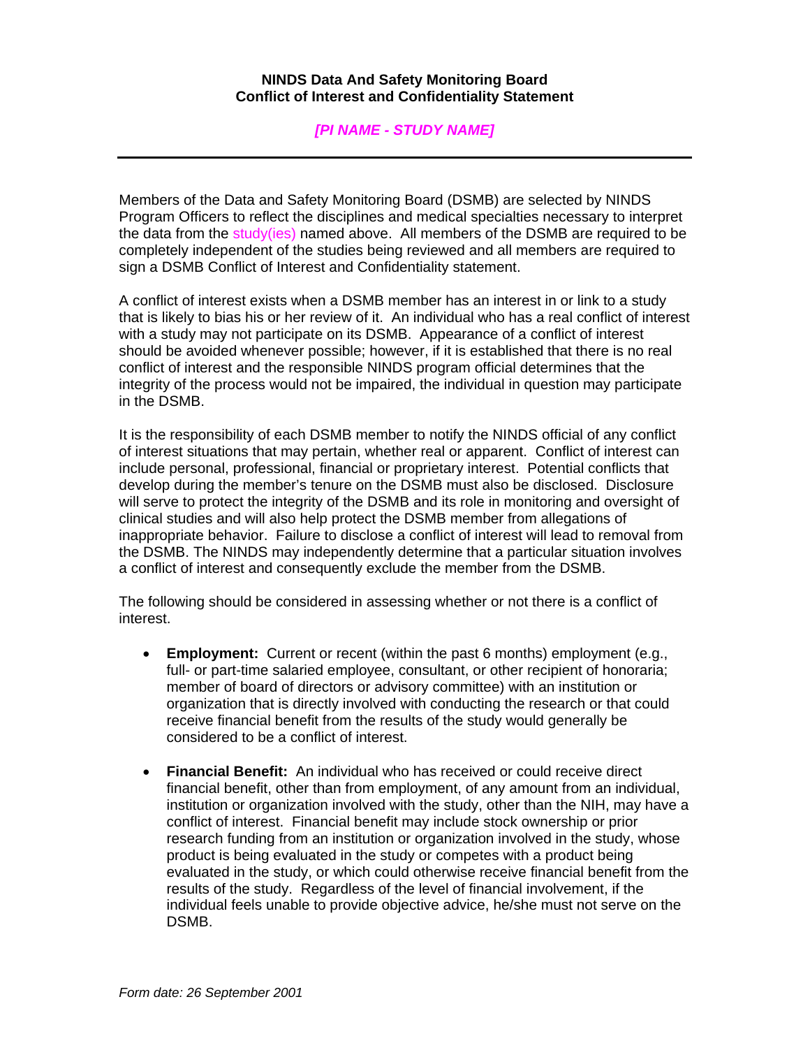**NINDS Data And Safety Monitoring Board**
**Conflict of Interest and Confidentiality Statement**

***[PI NAME - STUDY NAME]***

---

Members of the Data and Safety Monitoring Board (DSMB) are selected by NINDS Program Officers to reflect the disciplines and medical specialties necessary to interpret the data from the study(ies) named above. All members of the DSMB are required to be completely independent of the studies being reviewed and all members are required to sign a DSMB Conflict of Interest and Confidentiality statement.

A conflict of interest exists when a DSMB member has an interest in or link to a study that is likely to bias his or her review of it. An individual who has a real conflict of interest with a study may not participate on its DSMB. Appearance of a conflict of interest should be avoided whenever possible; however, if it is established that there is no real conflict of interest and the responsible NINDS program official determines that the integrity of the process would not be impaired, the individual in question may participate in the DSMB.

It is the responsibility of each DSMB member to notify the NINDS official of any conflict of interest situations that may pertain, whether real or apparent. Conflict of interest can include personal, professional, financial or proprietary interest. Potential conflicts that develop during the member's tenure on the DSMB must also be disclosed. Disclosure will serve to protect the integrity of the DSMB and its role in monitoring and oversight of clinical studies and will also help protect the DSMB member from allegations of inappropriate behavior. Failure to disclose a conflict of interest will lead to removal from the DSMB. The NINDS may independently determine that a particular situation involves a conflict of interest and consequently exclude the member from the DSMB.

The following should be considered in assessing whether or not there is a conflict of interest.

- **Employment:** Current or recent (within the past 6 months) employment (e.g., full- or part-time salaried employee, consultant, or other recipient of honoraria; member of board of directors or advisory committee) with an institution or organization that is directly involved with conducting the research or that could receive financial benefit from the results of the study would generally be considered to be a conflict of interest.

- **Financial Benefit:** An individual who has received or could receive direct financial benefit, other than from employment, of any amount from an individual, institution or organization involved with the study, other than the NIH, may have a conflict of interest. Financial benefit may include stock ownership or prior research funding from an institution or organization involved in the study, whose product is being evaluated in the study or competes with a product being evaluated in the study, or which could otherwise receive financial benefit from the results of the study. Regardless of the level of financial involvement, if the individual feels unable to provide objective advice, he/she must not serve on the DSMB.

*Form date: 26 September 2001*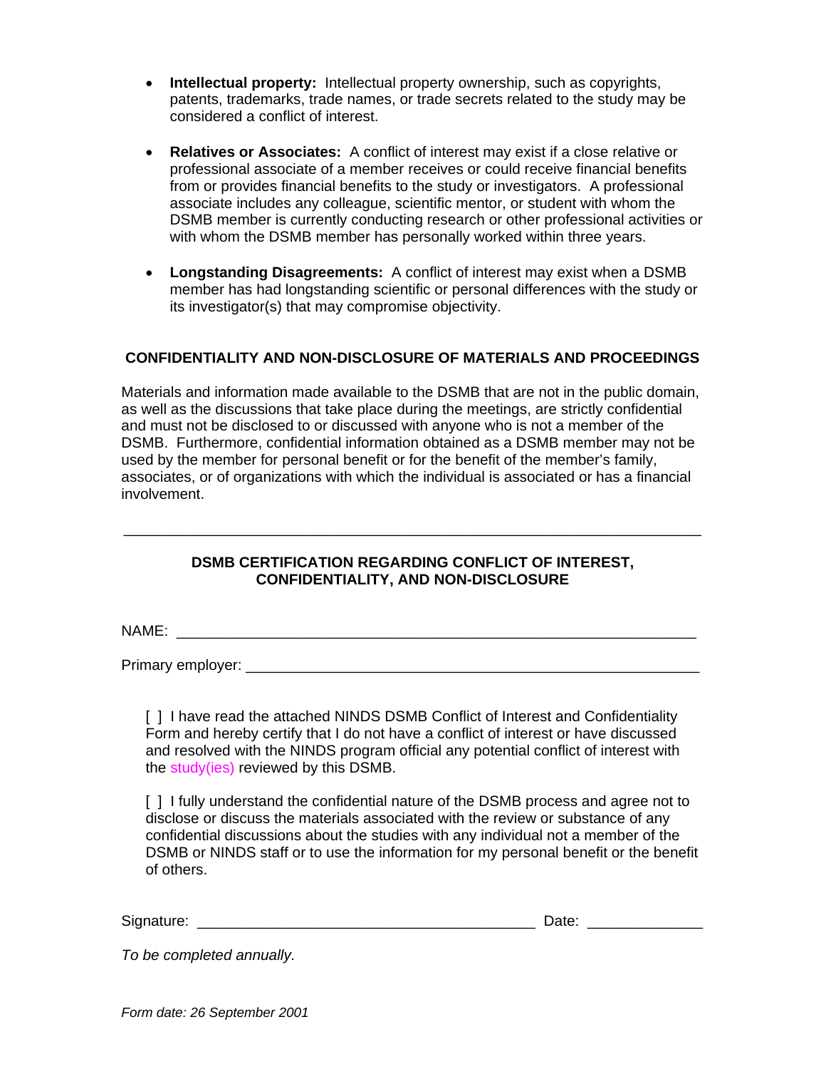- **Intellectual property:** Intellectual property ownership, such as copyrights, patents, trademarks, trade names, or trade secrets related to the study may be considered a conflict of interest.

- **Relatives or Associates:** A conflict of interest may exist if a close relative or professional associate of a member receives or could receive financial benefits from or provides financial benefits to the study or investigators. A professional associate includes any colleague, scientific mentor, or student with whom the DSMB member is currently conducting research or other professional activities or with whom the DSMB member has personally worked within three years.

- **Longstanding Disagreements:** A conflict of interest may exist when a DSMB member has had longstanding scientific or personal differences with the study or its investigator(s) that may compromise objectivity.

## CONFIDENTIALITY AND NON-DISCLOSURE OF MATERIALS AND PROCEEDINGS

Materials and information made available to the DSMB that are not in the public domain, as well as the discussions that take place during the meetings, are strictly confidential and must not be disclosed to or discussed with anyone who is not a member of the DSMB. Furthermore, confidential information obtained as a DSMB member may not be used by the member for personal benefit or for the benefit of the member's family, associates, or of organizations with which the individual is associated or has a financial involvement.

---

## DSMB CERTIFICATION REGARDING CONFLICT OF INTEREST, CONFIDENTIALITY, AND NON-DISCLOSURE

NAME: ____________________________________________________________

Primary employer: ___________________________________________________

[ ] I have read the attached NINDS DSMB Conflict of Interest and Confidentiality Form and hereby certify that I do not have a conflict of interest or have discussed and resolved with the NINDS program official any potential conflict of interest with the study(ies) reviewed by this DSMB.

[ ] I fully understand the confidential nature of the DSMB process and agree not to disclose or discuss the materials associated with the review or substance of any confidential discussions about the studies with any individual not a member of the DSMB or NINDS staff or to use the information for my personal benefit or the benefit of others.

Signature: ______________________________________ Date: ____________

*To be completed annually.*

*Form date: 26 September 2001*